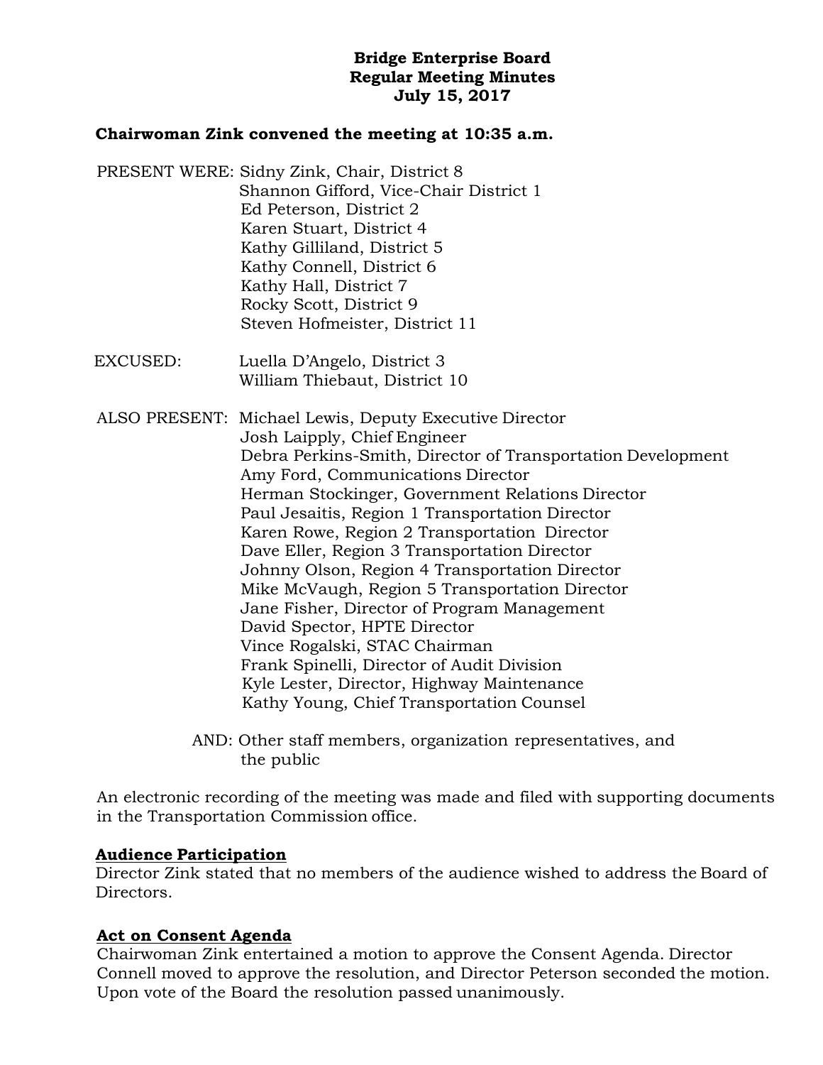# Bridge Enterprise Board
## Regular Meeting Minutes
## July 15, 2017

**Chairwoman Zink convened the meeting at 10:35 a.m.**

PRESENT WERE: Sidny Zink, Chair, District 8
Shannon Gifford, Vice-Chair District 1
Ed Peterson, District 2
Karen Stuart, District 4
Kathy Gilliland, District 5
Kathy Connell, District 6
Kathy Hall, District 7
Rocky Scott, District 9
Steven Hofmeister, District 11

EXCUSED: Luella D'Angelo, District 3
William Thiebaut, District 10

ALSO PRESENT: Michael Lewis, Deputy Executive Director
Josh Laipply, Chief Engineer
Debra Perkins-Smith, Director of Transportation Development
Amy Ford, Communications Director
Herman Stockinger, Government Relations Director
Paul Jesaitis, Region 1 Transportation Director
Karen Rowe, Region 2 Transportation Director
Dave Eller, Region 3 Transportation Director
Johnny Olson, Region 4 Transportation Director
Mike McVaugh, Region 5 Transportation Director
Jane Fisher, Director of Program Management
David Spector, HPTE Director
Vince Rogalski, STAC Chairman
Frank Spinelli, Director of Audit Division
Kyle Lester, Director, Highway Maintenance
Kathy Young, Chief Transportation Counsel

AND: Other staff members, organization representatives, and the public

An electronic recording of the meeting was made and filed with supporting documents in the Transportation Commission office.

**Audience Participation**

Director Zink stated that no members of the audience wished to address the Board of Directors.

**Act on Consent Agenda**

Chairwoman Zink entertained a motion to approve the Consent Agenda. Director Connell moved to approve the resolution, and Director Peterson seconded the motion. Upon vote of the Board the resolution passed unanimously.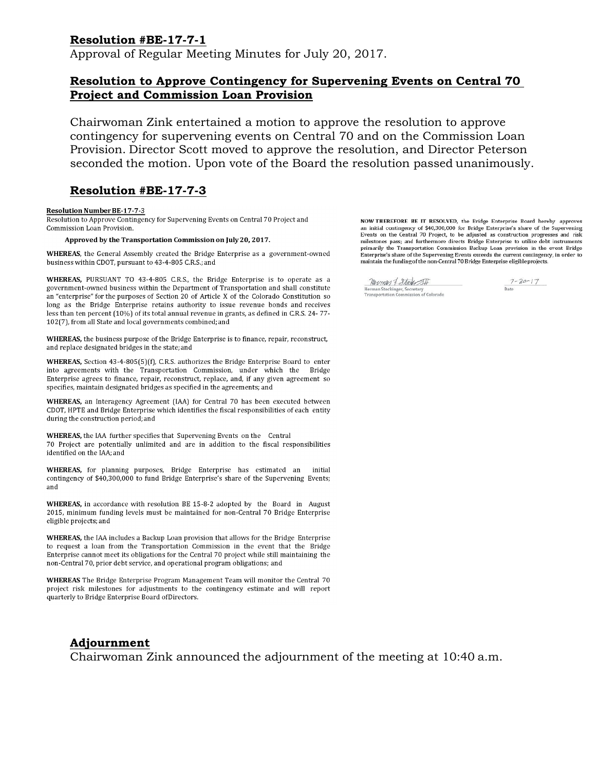## Resolution #BE-17-7-1

Approval of Regular Meeting Minutes for July 20, 2017.

## Resolution to Approve Contingency for Supervening Events on Central 70 Project and Commission Loan Provision

Chairwoman Zink entertained a motion to approve the resolution to approve contingency for supervening events on Central 70 and on the Commission Loan Provision. Director Scott moved to approve the resolution, and Director Peterson seconded the motion. Upon vote of the Board the resolution passed unanimously.

## Resolution #BE-17-7-3

**Resolution Number BE-17-7-3**

Resolution to Approve Contingency for Supervening Events on Central 70 Project and Commission Loan Provision.

**Approved by the Transportation Commission on July 20, 2017.**

**WHEREAS**, the General Assembly created the Bridge Enterprise as a government-owned business within CDOT, pursuant to 43-4-805 C.R.S.; and

**WHEREAS,** PURSUANT TO 43-4-805 C.R.S., the Bridge Enterprise is to operate as a government-owned business within the Department of Transportation and shall constitute an "enterprise" for the purposes of Section 20 of Article X of the Colorado Constitution so long as the Bridge Enterprise retains authority to issue revenue bonds and receives less than ten percent (10%) of its total annual revenue in grants, as defined in C.R.S. 24- 77-102(7), from all State and local governments combined; and

**WHEREAS,** the business purpose of the Bridge Enterprise is to finance, repair, reconstruct, and replace designated bridges in the state; and

**WHEREAS,** Section 43-4-805(5)(f), C.R.S. authorizes the Bridge Enterprise Board to enter into agreements with the Transportation Commission, under which the Bridge Enterprise agrees to finance, repair, reconstruct, replace, and, if any given agreement so specifies, maintain designated bridges as specified in the agreements; and

**WHEREAS,** an Interagency Agreement (IAA) for Central 70 has been executed between CDOT, HPTE and Bridge Enterprise which identifies the fiscal responsibilities of each entity during the construction period; and

**WHEREAS,** the IAA further specifies that Supervening Events on the Central 70 Project are potentially unlimited and are in addition to the fiscal responsibilities identified on the IAA; and

**WHEREAS,** for planning purposes, Bridge Enterprise has estimated an initial contingency of $40,300,000 to fund Bridge Enterprise's share of the Supervening Events; and

**WHEREAS,** in accordance with resolution BE 15-8-2 adopted by the Board in August 2015, minimum funding levels must be maintained for non-Central 70 Bridge Enterprise eligible projects; and

**WHEREAS,** the IAA includes a Backup Loan provision that allows for the Bridge Enterprise to request a loan from the Transportation Commission in the event that the Bridge Enterprise cannot meet its obligations for the Central 70 project while still maintaining the non-Central 70, prior debt service, and operational program obligations; and

**WHEREAS** The Bridge Enterprise Program Management Team will monitor the Central 70 project risk milestones for adjustments to the contingency estimate and will report quarterly to Bridge Enterprise Board ofDirectors.

**NOW THEREFORE BE IT RESOLVED,** the Bridge Enterprise Board hereby approves an initial contingency of $40,300,000 for Bridge Enterprise's share of the Supervening Events on the Central 70 Project, to be adjusted as construction progresses and risk milestones pass; and furthermore directs Bridge Enterprise to utilize debt instruments primarily the Transportation Commission Backup Loan provision in the event Bridge Enterprise's share of the Supervening Events exceeds the current contingency, in order to maintain the funding of the non-Central 70 Bridge Enterprise eligible projects.

Herman Stockinger, Secretary
Transportation Commission of Colorado

7-20-17
Date

## Adjournment

Chairwoman Zink announced the adjournment of the meeting at 10:40 a.m.